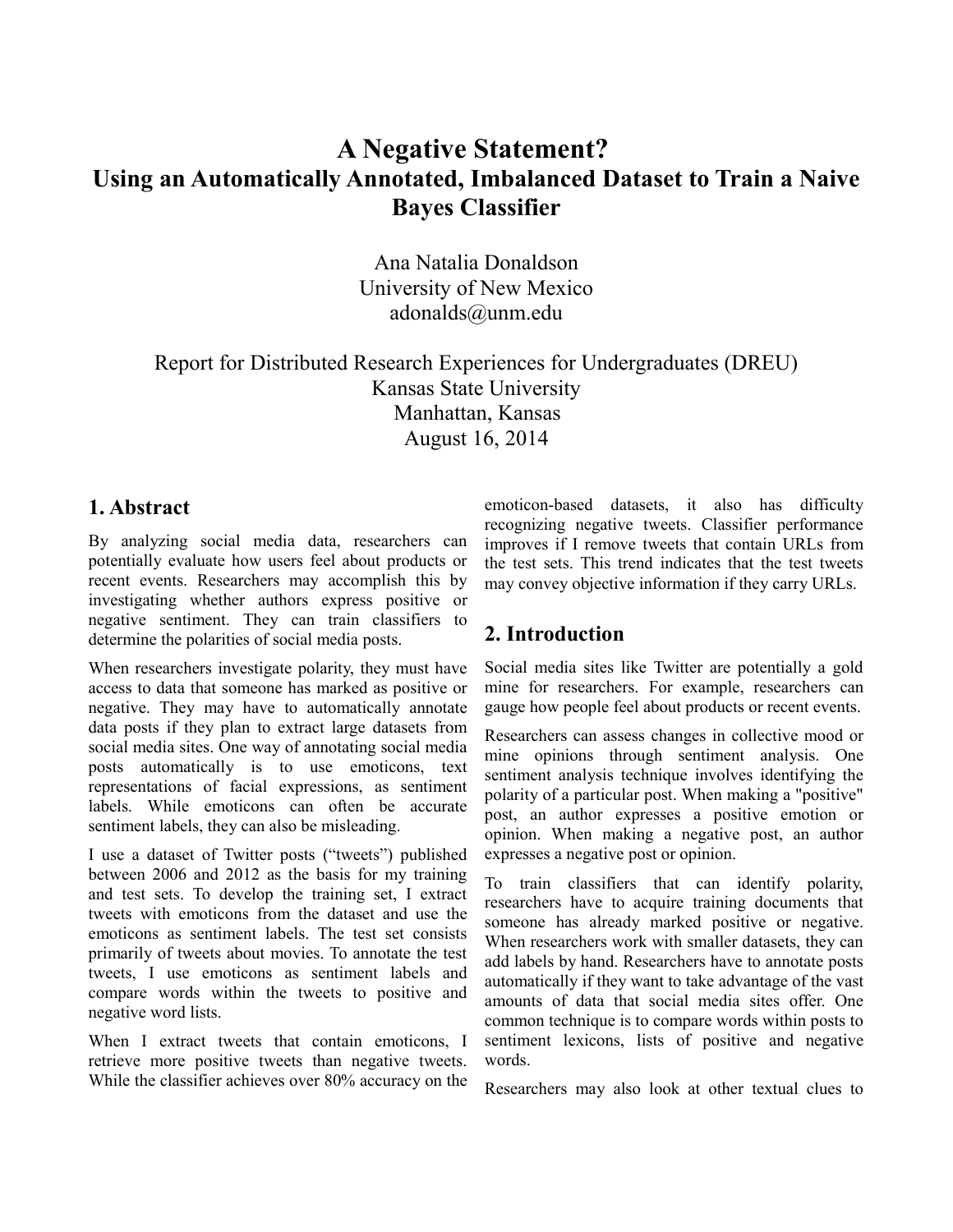# A Negative Statement?
## Using an Automatically Annotated, Imbalanced Dataset to Train a Naive Bayes Classifier

Ana Natalia Donaldson
University of New Mexico
adonalds@unm.edu

Report for Distributed Research Experiences for Undergraduates (DREU)
Kansas State University
Manhattan, Kansas
August 16, 2014

## 1. Abstract

By analyzing social media data, researchers can potentially evaluate how users feel about products or recent events. Researchers may accomplish this by investigating whether authors express positive or negative sentiment. They can train classifiers to determine the polarities of social media posts.

When researchers investigate polarity, they must have access to data that someone has marked as positive or negative. They may have to automatically annotate data posts if they plan to extract large datasets from social media sites. One way of annotating social media posts automatically is to use emoticons, text representations of facial expressions, as sentiment labels. While emoticons can often be accurate sentiment labels, they can also be misleading.

I use a dataset of Twitter posts ("tweets") published between 2006 and 2012 as the basis for my training and test sets. To develop the training set, I extract tweets with emoticons from the dataset and use the emoticons as sentiment labels. The test set consists primarily of tweets about movies. To annotate the test tweets, I use emoticons as sentiment labels and compare words within the tweets to positive and negative word lists.

When I extract tweets that contain emoticons, I retrieve more positive tweets than negative tweets. While the classifier achieves over 80% accuracy on the emoticon-based datasets, it also has difficulty recognizing negative tweets. Classifier performance improves if I remove tweets that contain URLs from the test sets. This trend indicates that the test tweets may convey objective information if they carry URLs.

## 2. Introduction

Social media sites like Twitter are potentially a gold mine for researchers. For example, researchers can gauge how people feel about products or recent events.

Researchers can assess changes in collective mood or mine opinions through sentiment analysis. One sentiment analysis technique involves identifying the polarity of a particular post. When making a "positive" post, an author expresses a positive emotion or opinion. When making a negative post, an author expresses a negative post or opinion.

To train classifiers that can identify polarity, researchers have to acquire training documents that someone has already marked positive or negative. When researchers work with smaller datasets, they can add labels by hand. Researchers have to annotate posts automatically if they want to take advantage of the vast amounts of data that social media sites offer. One common technique is to compare words within posts to sentiment lexicons, lists of positive and negative words.

Researchers may also look at other textual clues to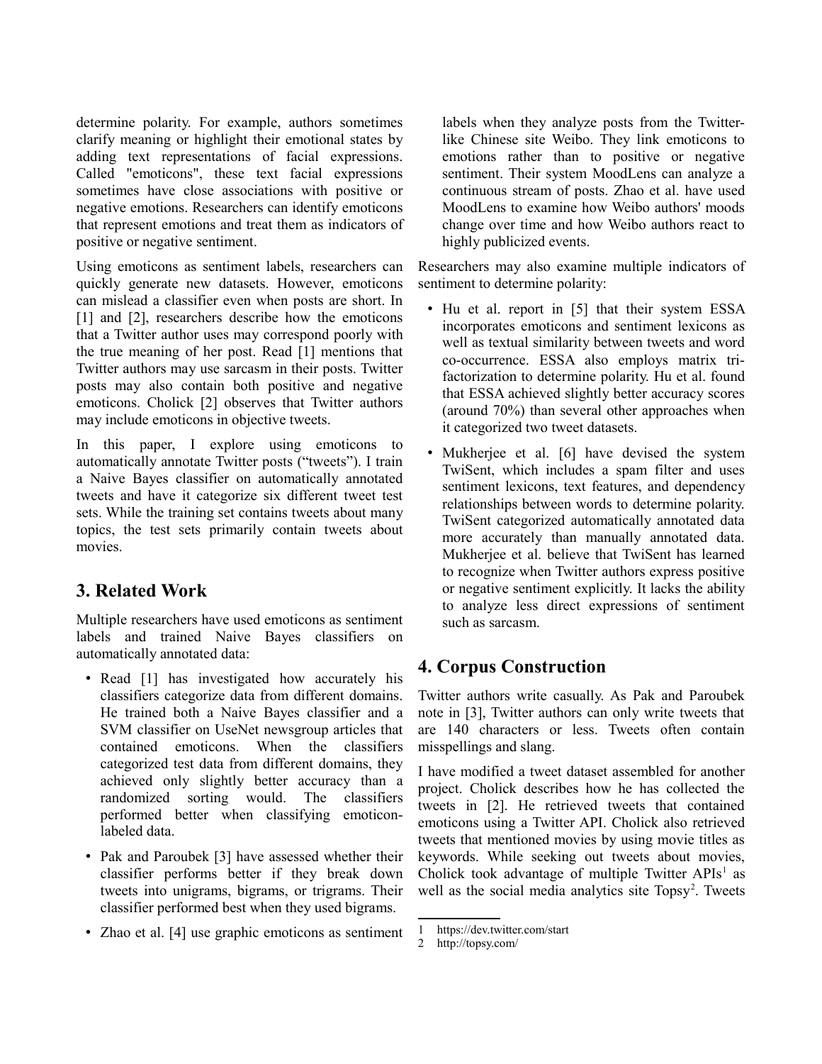determine polarity. For example, authors sometimes clarify meaning or highlight their emotional states by adding text representations of facial expressions. Called "emoticons", these text facial expressions sometimes have close associations with positive or negative emotions. Researchers can identify emoticons that represent emotions and treat them as indicators of positive or negative sentiment.

Using emoticons as sentiment labels, researchers can quickly generate new datasets. However, emoticons can mislead a classifier even when posts are short. In [1] and [2], researchers describe how the emoticons that a Twitter author uses may correspond poorly with the true meaning of her post. Read [1] mentions that Twitter authors may use sarcasm in their posts. Twitter posts may also contain both positive and negative emoticons. Cholick [2] observes that Twitter authors may include emoticons in objective tweets.

In this paper, I explore using emoticons to automatically annotate Twitter posts ("tweets"). I train a Naive Bayes classifier on automatically annotated tweets and have it categorize six different tweet test sets. While the training set contains tweets about many topics, the test sets primarily contain tweets about movies.

## 3. Related Work

Multiple researchers have used emoticons as sentiment labels and trained Naive Bayes classifiers on automatically annotated data:

- Read [1] has investigated how accurately his classifiers categorize data from different domains. He trained both a Naive Bayes classifier and a SVM classifier on UseNet newsgroup articles that contained emoticons. When the classifiers categorized test data from different domains, they achieved only slightly better accuracy than a randomized sorting would. The classifiers performed better when classifying emoticon-labeled data.
- Pak and Paroubek [3] have assessed whether their classifier performs better if they break down tweets into unigrams, bigrams, or trigrams. Their classifier performed best when they used bigrams.
- Zhao et al. [4] use graphic emoticons as sentiment labels when they analyze posts from the Twitter-like Chinese site Weibo. They link emoticons to emotions rather than to positive or negative sentiment. Their system MoodLens can analyze a continuous stream of posts. Zhao et al. have used MoodLens to examine how Weibo authors' moods change over time and how Weibo authors react to highly publicized events.

Researchers may also examine multiple indicators of sentiment to determine polarity:

- Hu et al. report in [5] that their system ESSA incorporates emoticons and sentiment lexicons as well as textual similarity between tweets and word co-occurrence. ESSA also employs matrix tri-factorization to determine polarity. Hu et al. found that ESSA achieved slightly better accuracy scores (around 70%) than several other approaches when it categorized two tweet datasets.
- Mukherjee et al. [6] have devised the system TwiSent, which includes a spam filter and uses sentiment lexicons, text features, and dependency relationships between words to determine polarity. TwiSent categorized automatically annotated data more accurately than manually annotated data. Mukherjee et al. believe that TwiSent has learned to recognize when Twitter authors express positive or negative sentiment explicitly. It lacks the ability to analyze less direct expressions of sentiment such as sarcasm.

## 4. Corpus Construction

Twitter authors write casually. As Pak and Paroubek note in [3], Twitter authors can only write tweets that are 140 characters or less. Tweets often contain misspellings and slang.

I have modified a tweet dataset assembled for another project. Cholick describes how he has collected the tweets in [2]. He retrieved tweets that contained emoticons using a Twitter API. Cholick also retrieved tweets that mentioned movies by using movie titles as keywords. While seeking out tweets about movies, Cholick took advantage of multiple Twitter APIs[1] as well as the social media analytics site Topsy[2]. Tweets

1 https://dev.twitter.com/start

2 http://topsy.com/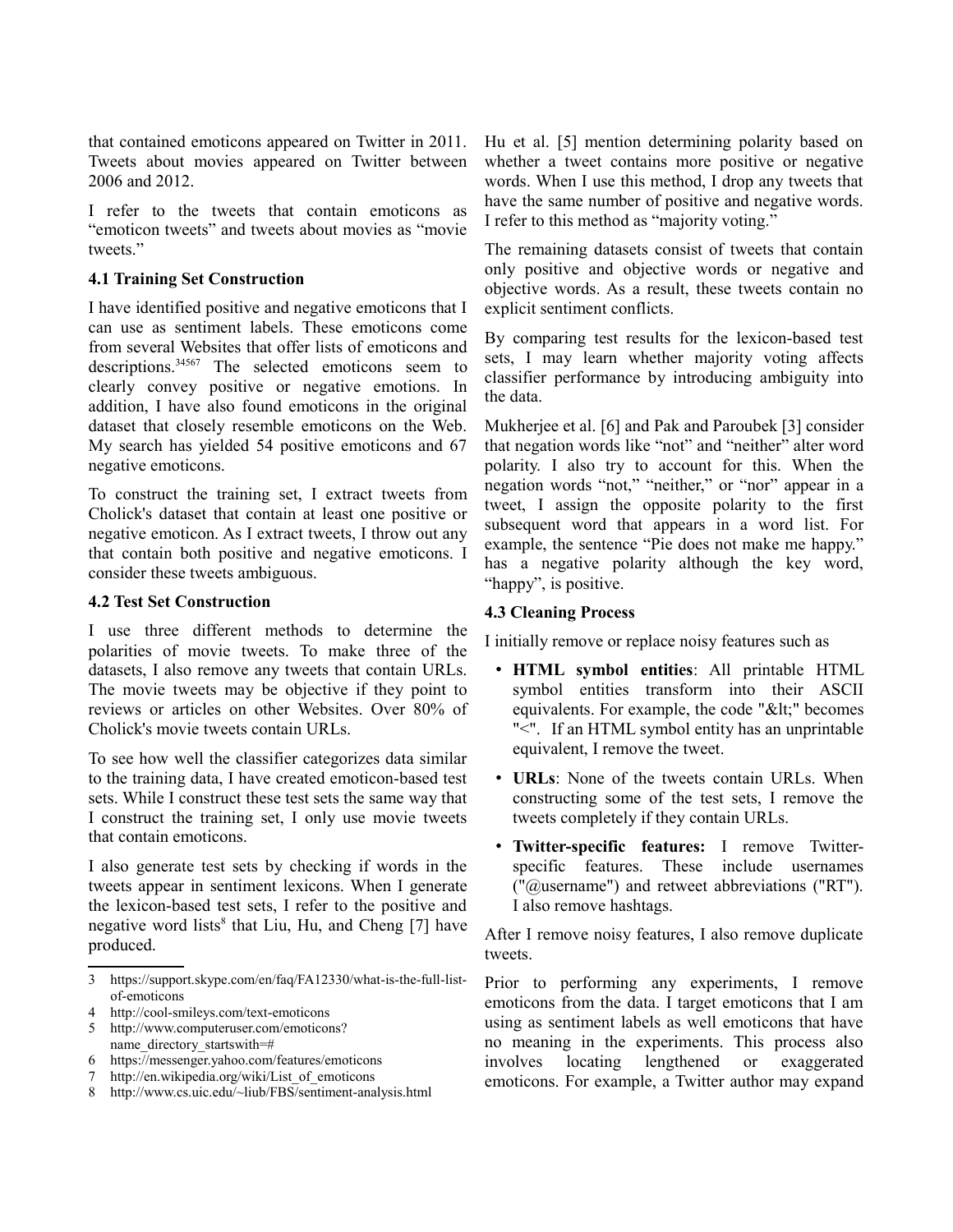that contained emoticons appeared on Twitter in 2011. Tweets about movies appeared on Twitter between 2006 and 2012.

I refer to the tweets that contain emoticons as "emoticon tweets" and tweets about movies as "movie tweets."

### 4.1 Training Set Construction

I have identified positive and negative emoticons that I can use as sentiment labels. These emoticons come from several Websites that offer lists of emoticons and descriptions.[3][4][5][6][7] The selected emoticons seem to clearly convey positive or negative emotions. In addition, I have also found emoticons in the original dataset that closely resemble emoticons on the Web. My search has yielded 54 positive emoticons and 67 negative emoticons.

To construct the training set, I extract tweets from Cholick's dataset that contain at least one positive or negative emoticon. As I extract tweets, I throw out any that contain both positive and negative emoticons. I consider these tweets ambiguous.

### 4.2 Test Set Construction

I use three different methods to determine the polarities of movie tweets. To make three of the datasets, I also remove any tweets that contain URLs. The movie tweets may be objective if they point to reviews or articles on other Websites. Over 80% of Cholick's movie tweets contain URLs.

To see how well the classifier categorizes data similar to the training data, I have created emoticon-based test sets. While I construct these test sets the same way that I construct the training set, I only use movie tweets that contain emoticons.

I also generate test sets by checking if words in the tweets appear in sentiment lexicons. When I generate the lexicon-based test sets, I refer to the positive and negative word lists[8] that Liu, Hu, and Cheng [7] have produced.

Hu et al. [5] mention determining polarity based on whether a tweet contains more positive or negative words. When I use this method, I drop any tweets that have the same number of positive and negative words. I refer to this method as "majority voting."

The remaining datasets consist of tweets that contain only positive and objective words or negative and objective words. As a result, these tweets contain no explicit sentiment conflicts.

By comparing test results for the lexicon-based test sets, I may learn whether majority voting affects classifier performance by introducing ambiguity into the data.

Mukherjee et al. [6] and Pak and Paroubek [3] consider that negation words like "not" and "neither" alter word polarity. I also try to account for this. When the negation words "not," "neither," or "nor" appear in a tweet, I assign the opposite polarity to the first subsequent word that appears in a word list. For example, the sentence "Pie does not make me happy." has a negative polarity although the key word, "happy", is positive.

### 4.3 Cleaning Process

I initially remove or replace noisy features such as

- **HTML symbol entities**: All printable HTML symbol entities transform into their ASCII equivalents. For example, the code "&lt;" becomes "<". If an HTML symbol entity has an unprintable equivalent, I remove the tweet.
- **URLs**: None of the tweets contain URLs. When constructing some of the test sets, I remove the tweets completely if they contain URLs.
- **Twitter-specific features:** I remove Twitter-specific features. These include usernames ("@username") and retweet abbreviations ("RT"). I also remove hashtags.

After I remove noisy features, I also remove duplicate tweets.

Prior to performing any experiments, I remove emoticons from the data. I target emoticons that I am using as sentiment labels as well emoticons that have no meaning in the experiments. This process also involves locating lengthened or exaggerated emoticons. For example, a Twitter author may expand

---

3 https://support.skype.com/en/faq/FA12330/what-is-the-full-list-of-emoticons

4 http://cool-smileys.com/text-emoticons

5 http://www.computeruser.com/emoticons?name_directory_startswith=#

6 https://messenger.yahoo.com/features/emoticons

7 http://en.wikipedia.org/wiki/List_of_emoticons

8 http://www.cs.uic.edu/~liub/FBS/sentiment-analysis.html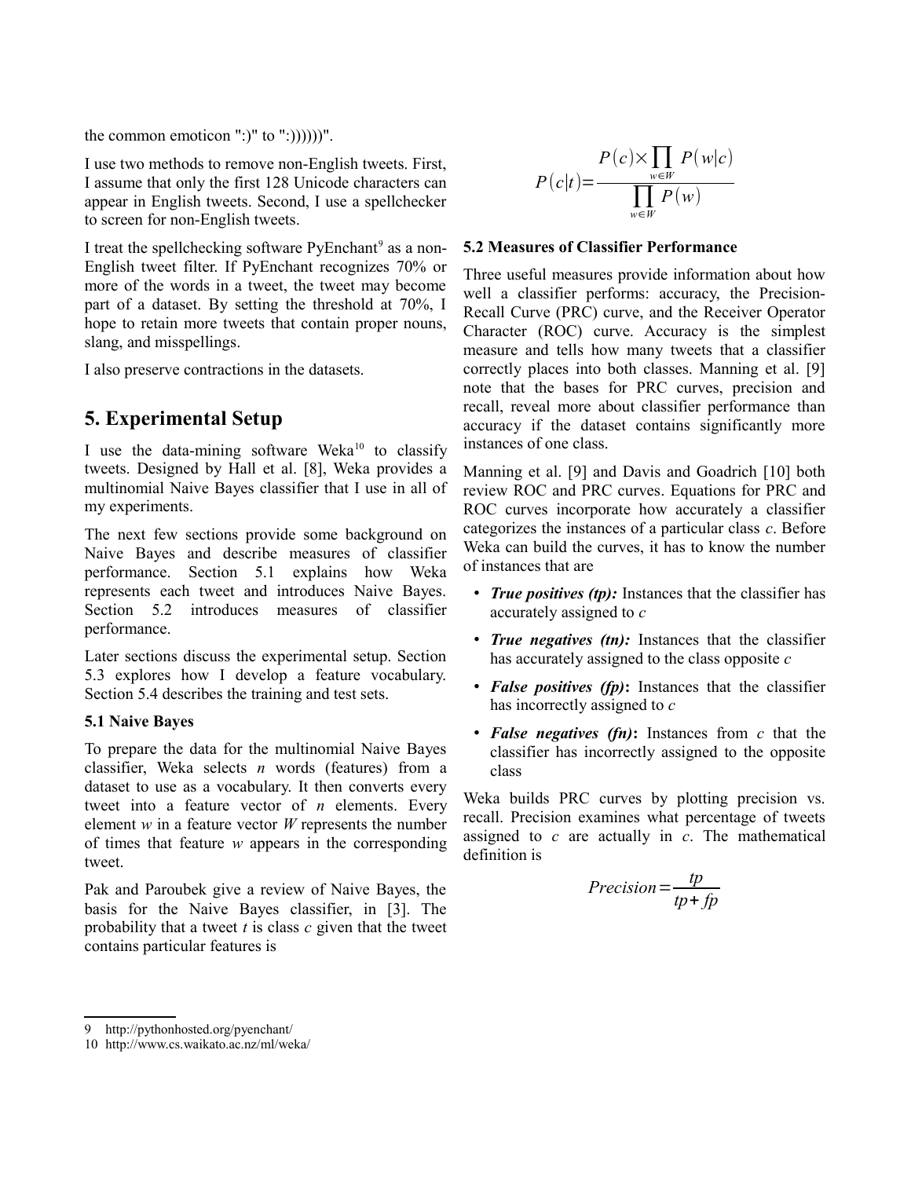the common emoticon ":)" to ":))))))".

I use two methods to remove non-English tweets. First, I assume that only the first 128 Unicode characters can appear in English tweets. Second, I use a spellchecker to screen for non-English tweets.

I treat the spellchecking software PyEnchant[9] as a non-English tweet filter. If PyEnchant recognizes 70% or more of the words in a tweet, the tweet may become part of a dataset. By setting the threshold at 70%, I hope to retain more tweets that contain proper nouns, slang, and misspellings.

I also preserve contractions in the datasets.

# 5. Experimental Setup

I use the data-mining software Weka[10] to classify tweets. Designed by Hall et al. [8], Weka provides a multinomial Naive Bayes classifier that I use in all of my experiments.

The next few sections provide some background on Naive Bayes and describe measures of classifier performance. Section 5.1 explains how Weka represents each tweet and introduces Naive Bayes. Section 5.2 introduces measures of classifier performance.

Later sections discuss the experimental setup. Section 5.3 explores how I develop a feature vocabulary. Section 5.4 describes the training and test sets.

### 5.1 Naive Bayes

To prepare the data for the multinomial Naive Bayes classifier, Weka selects *n* words (features) from a dataset to use as a vocabulary. It then converts every tweet into a feature vector of *n* elements. Every element *w* in a feature vector *W* represents the number of times that feature *w* appears in the corresponding tweet.

Pak and Paroubek give a review of Naive Bayes, the basis for the Naive Bayes classifier, in [3]. The probability that a tweet *t* is class *c* given that the tweet contains particular features is

$$P(c|t)=\frac{P(c)\times\prod_{w\in W}P(w|c)}{\prod_{w\in W}P(w)}$$

### 5.2 Measures of Classifier Performance

Three useful measures provide information about how well a classifier performs: accuracy, the Precision-Recall Curve (PRC) curve, and the Receiver Operator Character (ROC) curve. Accuracy is the simplest measure and tells how many tweets that a classifier correctly places into both classes. Manning et al. [9] note that the bases for PRC curves, precision and recall, reveal more about classifier performance than accuracy if the dataset contains significantly more instances of one class.

Manning et al. [9] and Davis and Goadrich [10] both review ROC and PRC curves. Equations for PRC and ROC curves incorporate how accurately a classifier categorizes the instances of a particular class *c*. Before Weka can build the curves, it has to know the number of instances that are

- ***True positives (tp):*** Instances that the classifier has accurately assigned to *c*
- ***True negatives (tn):*** Instances that the classifier has accurately assigned to the class opposite *c*
- ***False positives (fp)*****:** Instances that the classifier has incorrectly assigned to *c*
- ***False negatives (fn)*****:** Instances from *c* that the classifier has incorrectly assigned to the opposite class

Weka builds PRC curves by plotting precision vs. recall. Precision examines what percentage of tweets assigned to *c* are actually in *c*. The mathematical definition is

$$Precision=\frac{tp}{tp+fp}$$

---

9 http://pythonhosted.org/pyenchant/

10 http://www.cs.waikato.ac.nz/ml/weka/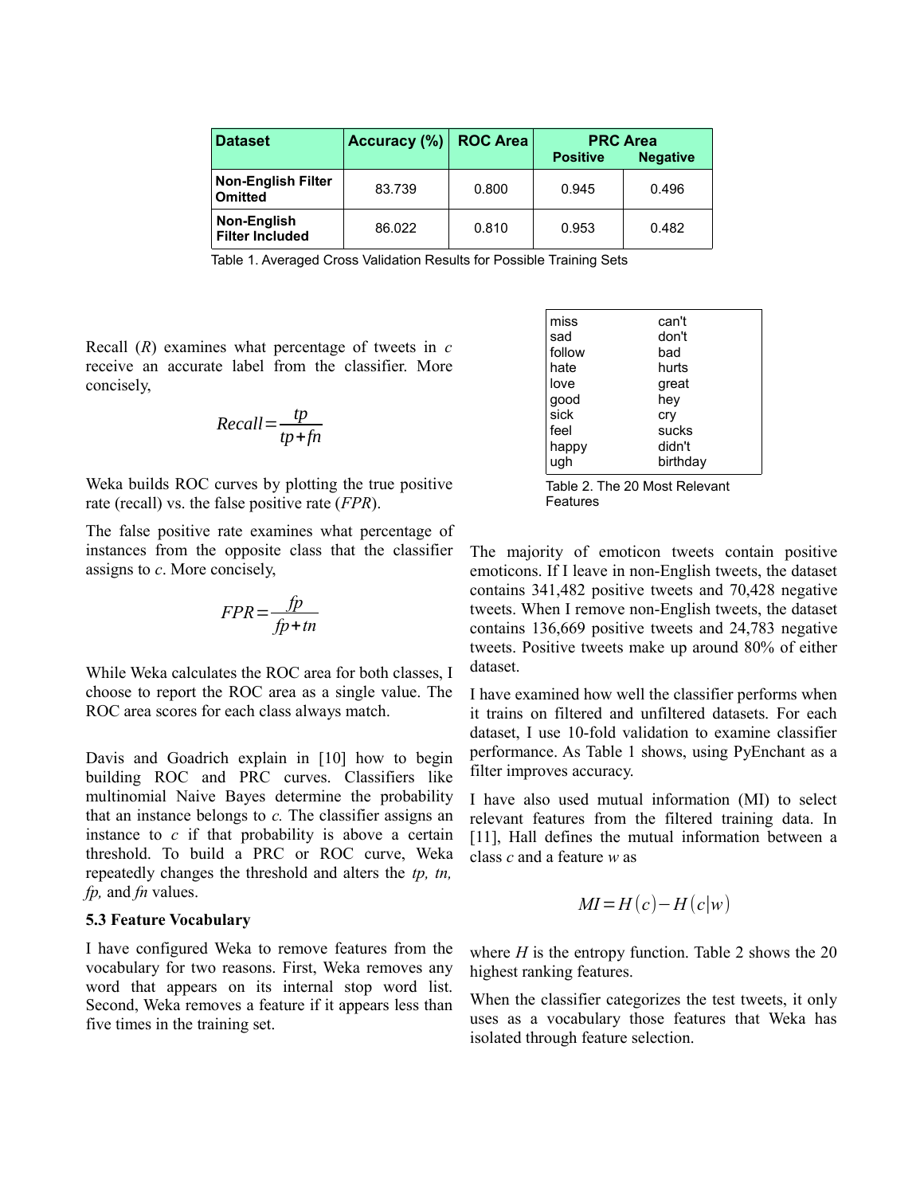| Dataset | Accuracy (%) | ROC Area | PRC Area | |
|---|---|---|---|---|
| | | | Positive | Negative |
| Non-English Filter Omitted | 83.739 | 0.800 | 0.945 | 0.496 |
| Non-English Filter Included | 86.022 | 0.810 | 0.953 | 0.482 |

Table 1. Averaged Cross Validation Results for Possible Training Sets

Recall ($R$) examines what percentage of tweets in $c$ receive an accurate label from the classifier. More concisely,

$$Recall = \frac{tp}{tp + fn}$$

Weka builds ROC curves by plotting the true positive rate (recall) vs. the false positive rate ($FPR$).

The false positive rate examines what percentage of instances from the opposite class that the classifier assigns to $c$. More concisely,

$$FPR = \frac{fp}{fp + tn}$$

While Weka calculates the ROC area for both classes, I choose to report the ROC area as a single value. The ROC area scores for each class always match.

Davis and Goadrich explain in [10] how to begin building ROC and PRC curves. Classifiers like multinomial Naive Bayes determine the probability that an instance belongs to $c$. The classifier assigns an instance to $c$ if that probability is above a certain threshold. To build a PRC or ROC curve, Weka repeatedly changes the threshold and alters the $tp$, $tn$, $fp$, and $fn$ values.

### 5.3 Feature Vocabulary

I have configured Weka to remove features from the vocabulary for two reasons. First, Weka removes any word that appears on its internal stop word list. Second, Weka removes a feature if it appears less than five times in the training set.

| | |
|---|---|
| miss | can't |
| sad | don't |
| follow | bad |
| hate | hurts |
| love | great |
| good | hey |
| sick | cry |
| feel | sucks |
| happy | didn't |
| ugh | birthday |

Table 2. The 20 Most Relevant Features

The majority of emoticon tweets contain positive emoticons. If I leave in non-English tweets, the dataset contains 341,482 positive tweets and 70,428 negative tweets. When I remove non-English tweets, the dataset contains 136,669 positive tweets and 24,783 negative tweets. Positive tweets make up around 80% of either dataset.

I have examined how well the classifier performs when it trains on filtered and unfiltered datasets. For each dataset, I use 10-fold validation to examine classifier performance. As Table 1 shows, using PyEnchant as a filter improves accuracy.

I have also used mutual information (MI) to select relevant features from the filtered training data. In [11], Hall defines the mutual information between a class $c$ and a feature $w$ as

$$MI = H(c) - H(c|w)$$

where $H$ is the entropy function. Table 2 shows the 20 highest ranking features.

When the classifier categorizes the test tweets, it only uses as a vocabulary those features that Weka has isolated through feature selection.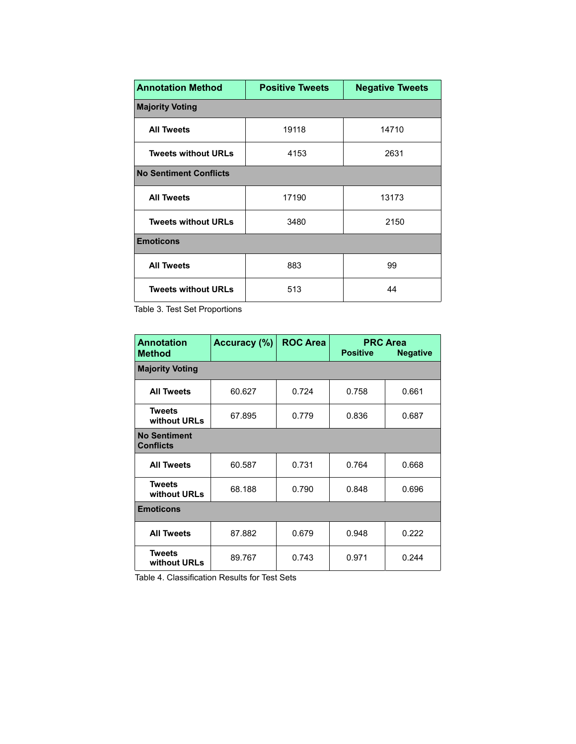| Annotation Method | Positive Tweets | Negative Tweets |
|---|---|---|
| **Majority Voting** | | |
| **All Tweets** | 19118 | 14710 |
| **Tweets without URLs** | 4153 | 2631 |
| **No Sentiment Conflicts** | | |
| **All Tweets** | 17190 | 13173 |
| **Tweets without URLs** | 3480 | 2150 |
| **Emoticons** | | |
| **All Tweets** | 883 | 99 |
| **Tweets without URLs** | 513 | 44 |

Table 3. Test Set Proportions

| Annotation Method | Accuracy (%) | ROC Area | PRC Area | |
|---|---|---|---|---|
| | | | Positive | Negative |
| **Majority Voting** | | | | |
| **All Tweets** | 60.627 | 0.724 | 0.758 | 0.661 |
| **Tweets without URLs** | 67.895 | 0.779 | 0.836 | 0.687 |
| **No Sentiment Conflicts** | | | | |
| **All Tweets** | 60.587 | 0.731 | 0.764 | 0.668 |
| **Tweets without URLs** | 68.188 | 0.790 | 0.848 | 0.696 |
| **Emoticons** | | | | |
| **All Tweets** | 87.882 | 0.679 | 0.948 | 0.222 |
| **Tweets without URLs** | 89.767 | 0.743 | 0.971 | 0.244 |

Table 4. Classification Results for Test Sets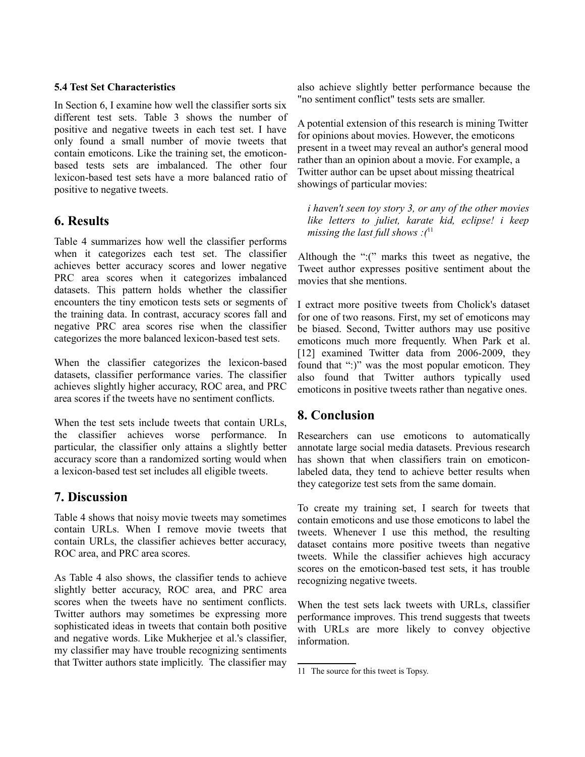**5.4 Test Set Characteristics**

In Section 6, I examine how well the classifier sorts six different test sets. Table 3 shows the number of positive and negative tweets in each test set. I have only found a small number of movie tweets that contain emoticons. Like the training set, the emoticon-based tests sets are imbalanced. The other four lexicon-based test sets have a more balanced ratio of positive to negative tweets.

## 6. Results

Table 4 summarizes how well the classifier performs when it categorizes each test set. The classifier achieves better accuracy scores and lower negative PRC area scores when it categorizes imbalanced datasets. This pattern holds whether the classifier encounters the tiny emoticon tests sets or segments of the training data. In contrast, accuracy scores fall and negative PRC area scores rise when the classifier categorizes the more balanced lexicon-based test sets.

When the classifier categorizes the lexicon-based datasets, classifier performance varies. The classifier achieves slightly higher accuracy, ROC area, and PRC area scores if the tweets have no sentiment conflicts.

When the test sets include tweets that contain URLs, the classifier achieves worse performance. In particular, the classifier only attains a slightly better accuracy score than a randomized sorting would when a lexicon-based test set includes all eligible tweets.

## 7. Discussion

Table 4 shows that noisy movie tweets may sometimes contain URLs. When I remove movie tweets that contain URLs, the classifier achieves better accuracy, ROC area, and PRC area scores.

As Table 4 also shows, the classifier tends to achieve slightly better accuracy, ROC area, and PRC area scores when the tweets have no sentiment conflicts. Twitter authors may sometimes be expressing more sophisticated ideas in tweets that contain both positive and negative words. Like Mukherjee et al.'s classifier, my classifier may have trouble recognizing sentiments that Twitter authors state implicitly. The classifier may also achieve slightly better performance because the "no sentiment conflict" tests sets are smaller.

A potential extension of this research is mining Twitter for opinions about movies. However, the emoticons present in a tweet may reveal an author's general mood rather than an opinion about a movie. For example, a Twitter author can be upset about missing theatrical showings of particular movies:

> *i haven't seen toy story 3, or any of the other movies like letters to juliet, karate kid, eclipse! i keep missing the last full shows :(*[11]

Although the ":(" marks this tweet as negative, the Tweet author expresses positive sentiment about the movies that she mentions.

I extract more positive tweets from Cholick's dataset for one of two reasons. First, my set of emoticons may be biased. Second, Twitter authors may use positive emoticons much more frequently. When Park et al. [12] examined Twitter data from 2006-2009, they found that ":)" was the most popular emoticon. They also found that Twitter authors typically used emoticons in positive tweets rather than negative ones.

## 8. Conclusion

Researchers can use emoticons to automatically annotate large social media datasets. Previous research has shown that when classifiers train on emoticon-labeled data, they tend to achieve better results when they categorize test sets from the same domain.

To create my training set, I search for tweets that contain emoticons and use those emoticons to label the tweets. Whenever I use this method, the resulting dataset contains more positive tweets than negative tweets. While the classifier achieves high accuracy scores on the emoticon-based test sets, it has trouble recognizing negative tweets.

When the test sets lack tweets with URLs, classifier performance improves. This trend suggests that tweets with URLs are more likely to convey objective information.

---

[11] The source for this tweet is Topsy.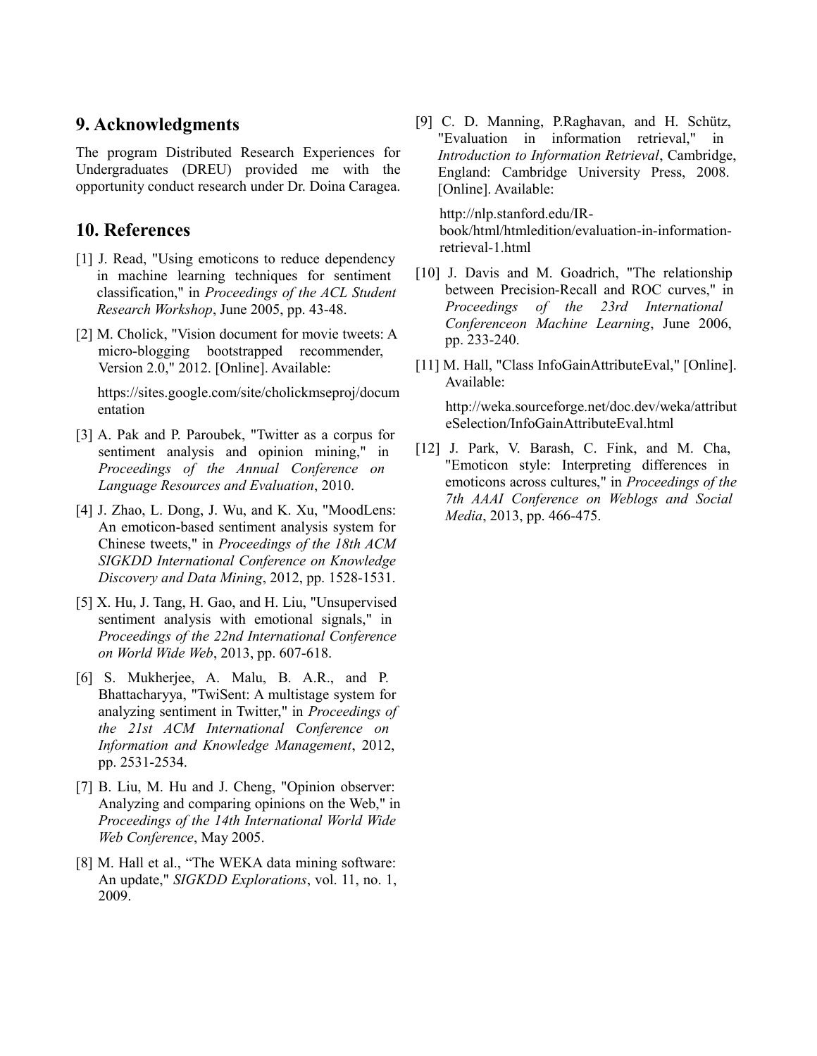## 9. Acknowledgments

The program Distributed Research Experiences for Undergraduates (DREU) provided me with the opportunity conduct research under Dr. Doina Caragea.

## 10. References

[1] J. Read, "Using emoticons to reduce dependency in machine learning techniques for sentiment classification," in *Proceedings of the ACL Student Research Workshop*, June 2005, pp. 43-48.

[2] M. Cholick, "Vision document for movie tweets: A micro-blogging bootstrapped recommender, Version 2.0," 2012. [Online]. Available:

https://sites.google.com/site/cholickmseproj/documentation

[3] A. Pak and P. Paroubek, "Twitter as a corpus for sentiment analysis and opinion mining," in *Proceedings of the Annual Conference on Language Resources and Evaluation*, 2010.

[4] J. Zhao, L. Dong, J. Wu, and K. Xu, "MoodLens: An emoticon-based sentiment analysis system for Chinese tweets," in *Proceedings of the 18th ACM SIGKDD International Conference on Knowledge Discovery and Data Mining*, 2012, pp. 1528-1531.

[5] X. Hu, J. Tang, H. Gao, and H. Liu, "Unsupervised sentiment analysis with emotional signals," in *Proceedings of the 22nd International Conference on World Wide Web*, 2013, pp. 607-618.

[6] S. Mukherjee, A. Malu, B. A.R., and P. Bhattacharyya, "TwiSent: A multistage system for analyzing sentiment in Twitter," in *Proceedings of the 21st ACM International Conference on Information and Knowledge Management*, 2012, pp. 2531-2534.

[7] B. Liu, M. Hu and J. Cheng, "Opinion observer: Analyzing and comparing opinions on the Web," in *Proceedings of the 14th International World Wide Web Conference*, May 2005.

[8] M. Hall et al., "The WEKA data mining software: An update," *SIGKDD Explorations*, vol. 11, no. 1, 2009.

[9] C. D. Manning, P.Raghavan, and H. Schütz, "Evaluation in information retrieval," in *Introduction to Information Retrieval*, Cambridge, England: Cambridge University Press, 2008. [Online]. Available:

http://nlp.stanford.edu/IR-book/html/htmledition/evaluation-in-information-retrieval-1.html

[10] J. Davis and M. Goadrich, "The relationship between Precision-Recall and ROC curves," in *Proceedings of the 23rd International Conferenceon Machine Learning*, June 2006, pp. 233-240.

[11] M. Hall, "Class InfoGainAttributeEval," [Online]. Available:

http://weka.sourceforge.net/doc.dev/weka/attributeSelection/InfoGainAttributeEval.html

[12] J. Park, V. Barash, C. Fink, and M. Cha, "Emoticon style: Interpreting differences in emoticons across cultures," in *Proceedings of the 7th AAAI Conference on Weblogs and Social Media*, 2013, pp. 466-475.